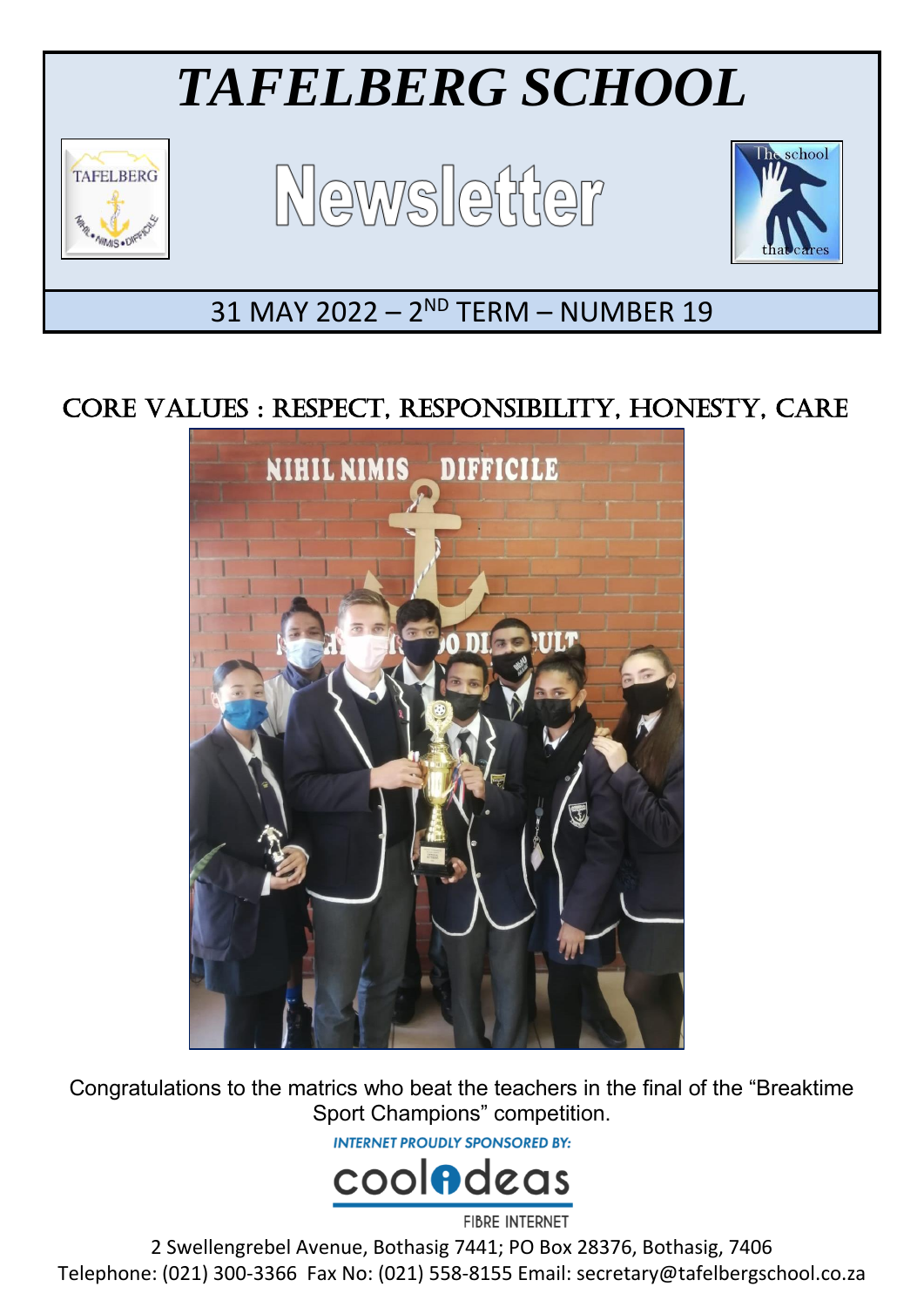# *TAFELBERG SCHOOL*

## Newsletter

31 MAY 2022 – 2ND TERM – NUMBER 19

## CORE VALUES : RESPECT, RESPONSIBILITY, HONESTY, CARE

Congratulations to the matrics who beat the teachers in the final of the "Breaktime Sport Champions" competition.

INTERNET PROUDLY SPONSORED BY:

coolideas

FIBRE INTERNET

2 Swellengrebel Avenue, Bothasig 7441; PO Box 28376, Bothasig, 7406
Telephone: (021) 300-3366 Fax No: (021) 558-8155 Email: secretary@tafelbergschool.co.za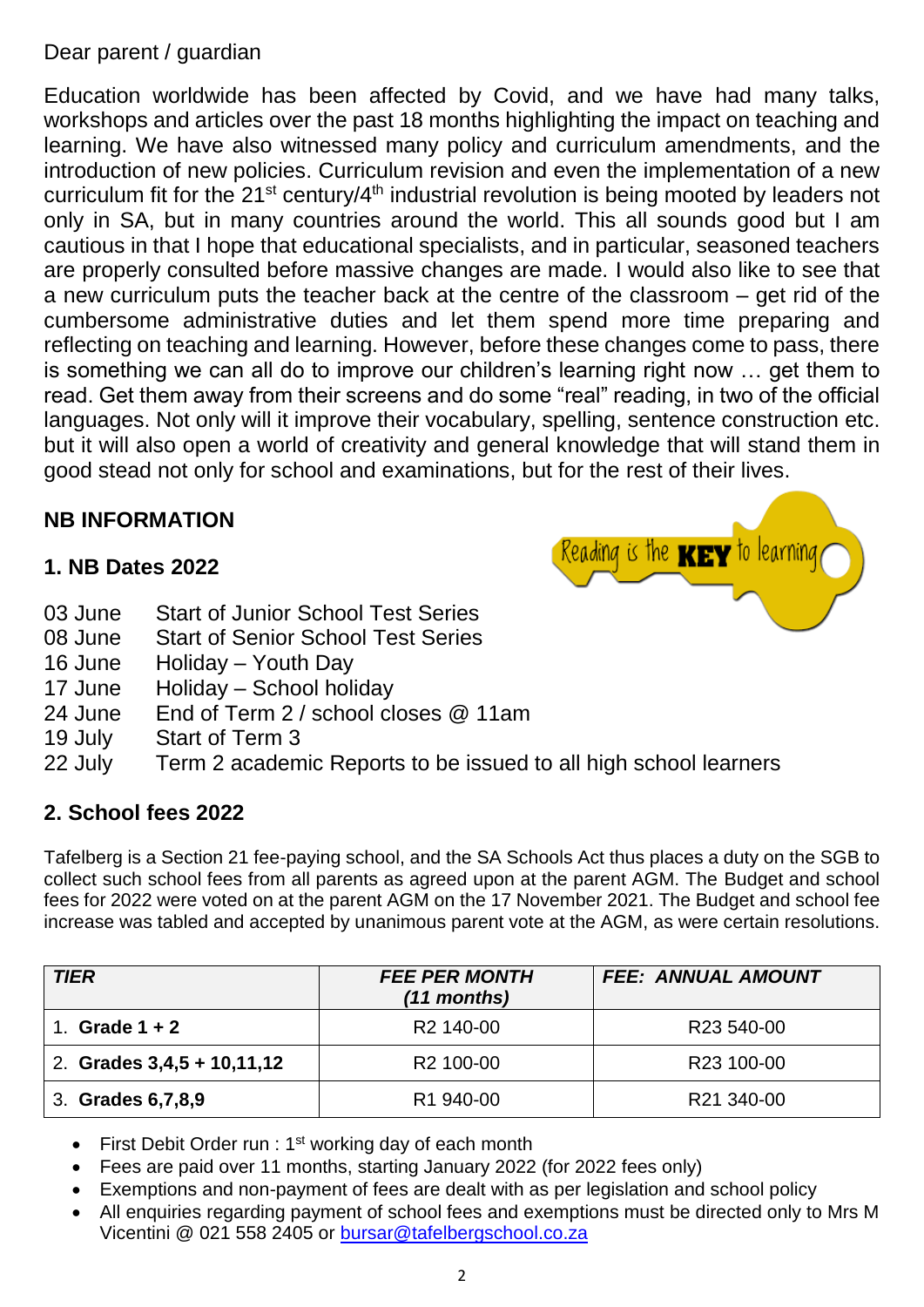Dear parent / guardian

Education worldwide has been affected by Covid, and we have had many talks, workshops and articles over the past 18 months highlighting the impact on teaching and learning. We have also witnessed many policy and curriculum amendments, and the introduction of new policies. Curriculum revision and even the implementation of a new curriculum fit for the 21st century/4th industrial revolution is being mooted by leaders not only in SA, but in many countries around the world. This all sounds good but I am cautious in that I hope that educational specialists, and in particular, seasoned teachers are properly consulted before massive changes are made. I would also like to see that a new curriculum puts the teacher back at the centre of the classroom – get rid of the cumbersome administrative duties and let them spend more time preparing and reflecting on teaching and learning. However, before these changes come to pass, there is something we can all do to improve our children's learning right now … get them to read. Get them away from their screens and do some "real" reading, in two of the official languages. Not only will it improve their vocabulary, spelling, sentence construction etc. but it will also open a world of creativity and general knowledge that will stand them in good stead not only for school and examinations, but for the rest of their lives.

## NB INFORMATION

Reading is the **KEY** to learning

### 1. NB Dates 2022

| | |
|---|---|
| 03 June | Start of Junior School Test Series |
| 08 June | Start of Senior School Test Series |
| 16 June | Holiday – Youth Day |
| 17 June | Holiday – School holiday |
| 24 June | End of Term 2 / school closes @ 11am |
| 19 July | Start of Term 3 |
| 22 July | Term 2 academic Reports to be issued to all high school learners |

### 2. School fees 2022

Tafelberg is a Section 21 fee-paying school, and the SA Schools Act thus places a duty on the SGB to collect such school fees from all parents as agreed upon at the parent AGM. The Budget and school fees for 2022 were voted on at the parent AGM on the 17 November 2021. The Budget and school fee increase was tabled and accepted by unanimous parent vote at the AGM, as were certain resolutions.

| *TIER* | *FEE PER MONTH (11 months)* | *FEE: ANNUAL AMOUNT* |
|---|---|---|
| 1. **Grade 1 + 2** | R2 140-00 | R23 540-00 |
| 2. **Grades 3,4,5 + 10,11,12** | R2 100-00 | R23 100-00 |
| 3. **Grades 6,7,8,9** | R1 940-00 | R21 340-00 |

- First Debit Order run : 1st working day of each month
- Fees are paid over 11 months, starting January 2022 (for 2022 fees only)
- Exemptions and non-payment of fees are dealt with as per legislation and school policy
- All enquiries regarding payment of school fees and exemptions must be directed only to Mrs M Vicentini @ 021 558 2405 or bursar@tafelbergschool.co.za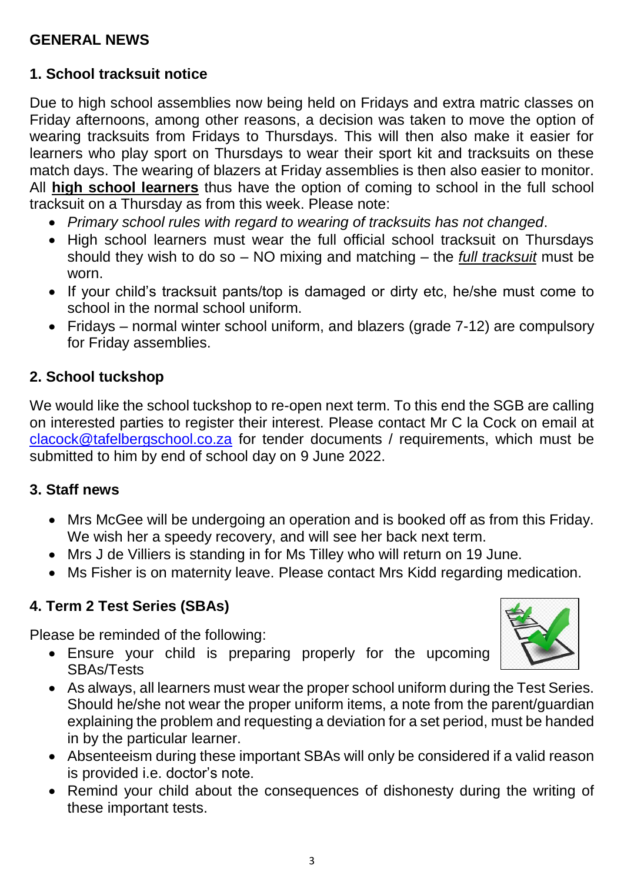## GENERAL NEWS

### 1. School tracksuit notice

Due to high school assemblies now being held on Fridays and extra matric classes on Friday afternoons, among other reasons, a decision was taken to move the option of wearing tracksuits from Fridays to Thursdays. This will then also make it easier for learners who play sport on Thursdays to wear their sport kit and tracksuits on these match days. The wearing of blazers at Friday assemblies is then also easier to monitor. All **high school learners** thus have the option of coming to school in the full school tracksuit on a Thursday as from this week. Please note:

- *Primary school rules with regard to wearing of tracksuits has not changed*.
- High school learners must wear the full official school tracksuit on Thursdays should they wish to do so – NO mixing and matching – the *full tracksuit* must be worn.
- If your child's tracksuit pants/top is damaged or dirty etc, he/she must come to school in the normal school uniform.
- Fridays – normal winter school uniform, and blazers (grade 7-12) are compulsory for Friday assemblies.

### 2. School tuckshop

We would like the school tuckshop to re-open next term. To this end the SGB are calling on interested parties to register their interest. Please contact Mr C la Cock on email at clacock@tafelbergschool.co.za for tender documents / requirements, which must be submitted to him by end of school day on 9 June 2022.

### 3. Staff news

- Mrs McGee will be undergoing an operation and is booked off as from this Friday. We wish her a speedy recovery, and will see her back next term.
- Mrs J de Villiers is standing in for Ms Tilley who will return on 19 June.
- Ms Fisher is on maternity leave. Please contact Mrs Kidd regarding medication.

### 4. Term 2 Test Series (SBAs)

Please be reminded of the following:

- Ensure your child is preparing properly for the upcoming SBAs/Tests
- As always, all learners must wear the proper school uniform during the Test Series. Should he/she not wear the proper uniform items, a note from the parent/guardian explaining the problem and requesting a deviation for a set period, must be handed in by the particular learner.
- Absenteeism during these important SBAs will only be considered if a valid reason is provided i.e. doctor's note.
- Remind your child about the consequences of dishonesty during the writing of these important tests.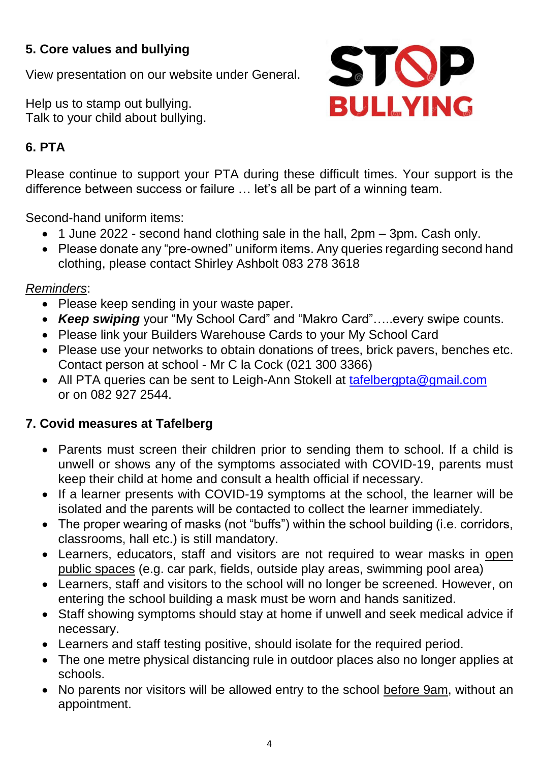## 5. Core values and bullying

View presentation on our website under General.

Help us to stamp out bullying.
Talk to your child about bullying.

## 6. PTA

Please continue to support your PTA during these difficult times. Your support is the difference between success or failure … let's all be part of a winning team.

Second-hand uniform items:

- 1 June 2022 - second hand clothing sale in the hall, 2pm – 3pm. Cash only.
- Please donate any "pre-owned" uniform items. Any queries regarding second hand clothing, please contact Shirley Ashbolt 083 278 3618

<u>*Reminders*</u>:

- Please keep sending in your waste paper.
- ***Keep swiping*** your "My School Card" and "Makro Card"…..every swipe counts.
- Please link your Builders Warehouse Cards to your My School Card
- Please use your networks to obtain donations of trees, brick pavers, benches etc. Contact person at school - Mr C la Cock (021 300 3366)
- All PTA queries can be sent to Leigh-Ann Stokell at tafelbergpta@gmail.com or on 082 927 2544.

## 7. Covid measures at Tafelberg

- Parents must screen their children prior to sending them to school. If a child is unwell or shows any of the symptoms associated with COVID-19, parents must keep their child at home and consult a health official if necessary.
- If a learner presents with COVID-19 symptoms at the school, the learner will be isolated and the parents will be contacted to collect the learner immediately.
- The proper wearing of masks (not "buffs") within the school building (i.e. corridors, classrooms, hall etc.) is still mandatory.
- Learners, educators, staff and visitors are not required to wear masks in <u>open public spaces</u> (e.g. car park, fields, outside play areas, swimming pool area)
- Learners, staff and visitors to the school will no longer be screened. However, on entering the school building a mask must be worn and hands sanitized.
- Staff showing symptoms should stay at home if unwell and seek medical advice if necessary.
- Learners and staff testing positive, should isolate for the required period.
- The one metre physical distancing rule in outdoor places also no longer applies at schools.
- No parents nor visitors will be allowed entry to the school <u>before 9am</u>, without an appointment.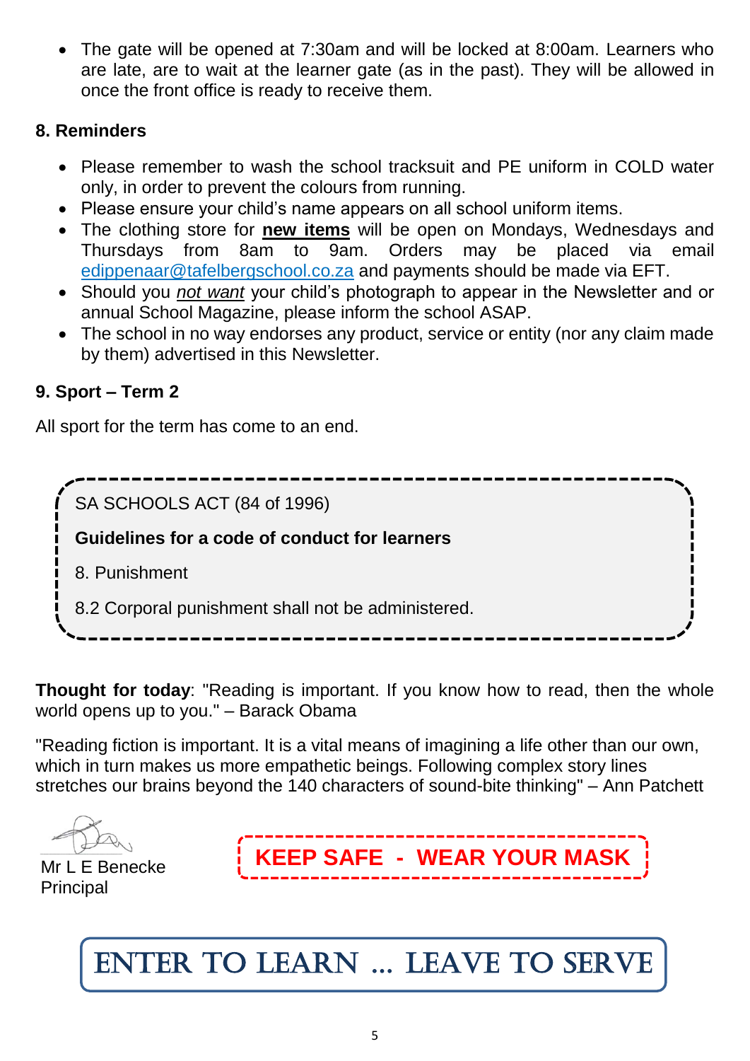- The gate will be opened at 7:30am and will be locked at 8:00am. Learners who are late, are to wait at the learner gate (as in the past). They will be allowed in once the front office is ready to receive them.

**8. Reminders**

- Please remember to wash the school tracksuit and PE uniform in COLD water only, in order to prevent the colours from running.
- Please ensure your child's name appears on all school uniform items.
- The clothing store for **new items** will be open on Mondays, Wednesdays and Thursdays from 8am to 9am. Orders may be placed via email edippenaar@tafelbergschool.co.za and payments should be made via EFT.
- Should you *not want* your child's photograph to appear in the Newsletter and or annual School Magazine, please inform the school ASAP.
- The school in no way endorses any product, service or entity (nor any claim made by them) advertised in this Newsletter.

**9. Sport – Term 2**

All sport for the term has come to an end.

SA SCHOOLS ACT (84 of 1996)

**Guidelines for a code of conduct for learners**

8. Punishment

8.2 Corporal punishment shall not be administered.

**Thought for today**: "Reading is important. If you know how to read, then the whole world opens up to you." – Barack Obama

"Reading fiction is important. It is a vital means of imagining a life other than our own, which in turn makes us more empathetic beings. Following complex story lines stretches our brains beyond the 140 characters of sound-bite thinking" – Ann Patchett

Mr L E Benecke
Principal

**KEEP SAFE - WEAR YOUR MASK**

ENTER TO LEARN … LEAVE TO SERVE